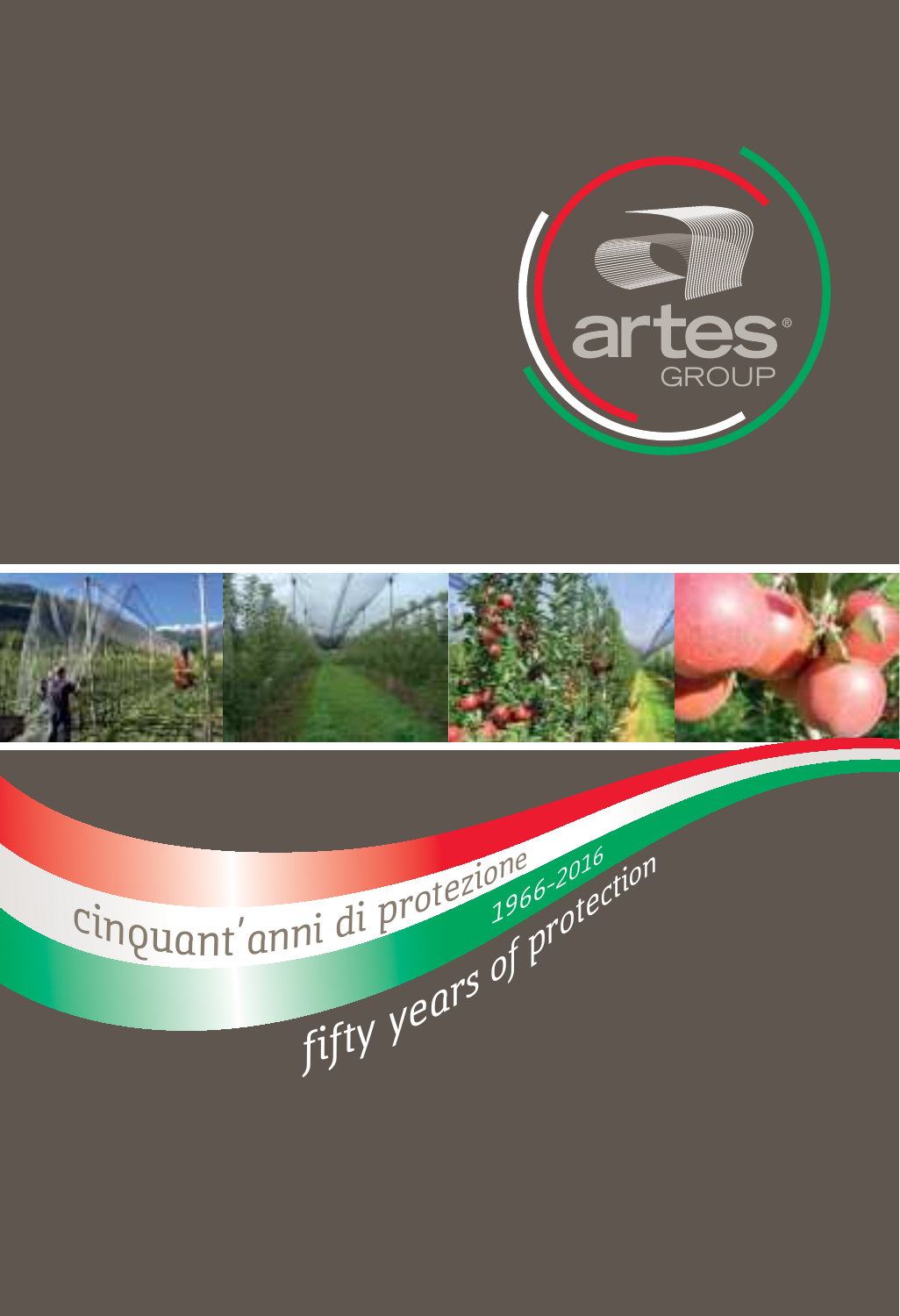artes® GROUP

cinquant'anni di protezione

1966-2016

fifty years of protection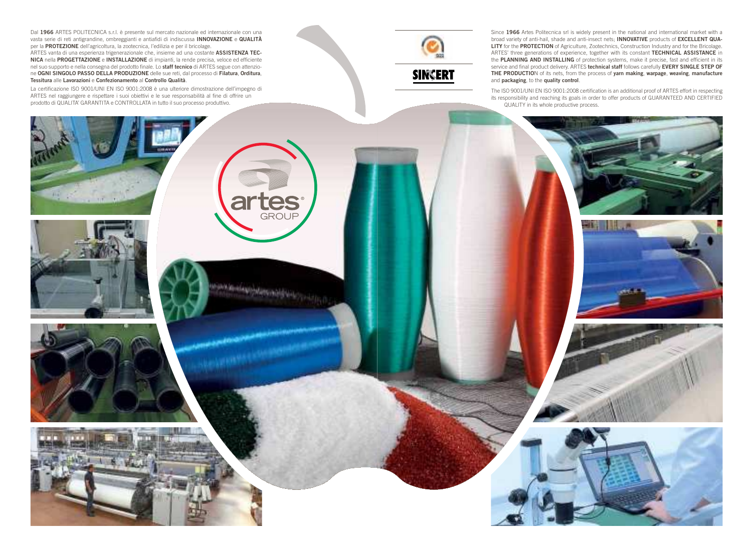Dal **1966** ARTES POLITECNICA s.r.l. è presente sul mercato nazionale ed internazionale con una vasta serie di reti antigrandine, ombreggianti e antiafidi di indiscussa **INNOVAZIONE** e **QUALITÀ** per la **PROTEZIONE** dell'agricoltura, la zootecnica, l'edilizia e per il bricolage.
ARTES vanta di una esperienza trigenerazionale che, insieme ad una costante **ASSISTENZA TECNICA** nella **PROGETTAZIONE** e **INSTALLAZIONE** di impianti, la rende precisa, veloce ed efficiente nel suo supporto e nella consegna del prodotto finale. Lo **staff tecnico** di ARTES segue con attenzione **OGNI SINGOLO PASSO DELLA PRODUZIONE** delle sue reti, dal processo di **Filatura**, **Orditura**, **Tessitura** alle **Lavorazioni** e **Confezionamento** al **Controllo Qualità**.

La certificazione ISO 9001/UNI EN ISO 9001:2008 è una ulteriore dimostrazione dell'impegno di ARTES nel raggiungere e rispettare i suoi obiettivi e le sue responsabilità al fine di offrire un prodotto di QUALITA' GARANTITA e CONTROLLATA in tutto il suo processo produttivo.

SINCERT

artes GROUP

Since **1966** Artes Politecnica srl is widely present in the national and international market with a broad variety of anti-hail, shade and anti-insect nets; **INNOVATIVE** products of **EXCELLENT QUALITY** for the **PROTECTION** of Agriculture, Zootechnics, Construction Industry and for the Bricolage. ARTES' three generations of experience, together with its constant **TECHNICAL ASSISTANCE** in the **PLANNING AND INSTALLING** of protection systems, make it precise, fast and efficient in its service and final product delivery. ARTES **technical staff** follows carefully **EVERY SINGLE STEP OF THE PRODUCTIO**N of its nets, from the process of **yarn making**, **warpage**, **weaving**, **manufacture** and **packaging**, to the **quality control**.

The ISO 9001/UNI EN ISO 9001:2008 certification is an additional proof of ARTES effort in respecting its responsibility and reaching its goals in order to offer products of GUARANTEED AND CERTIFIED QUALITY in its whole productive process.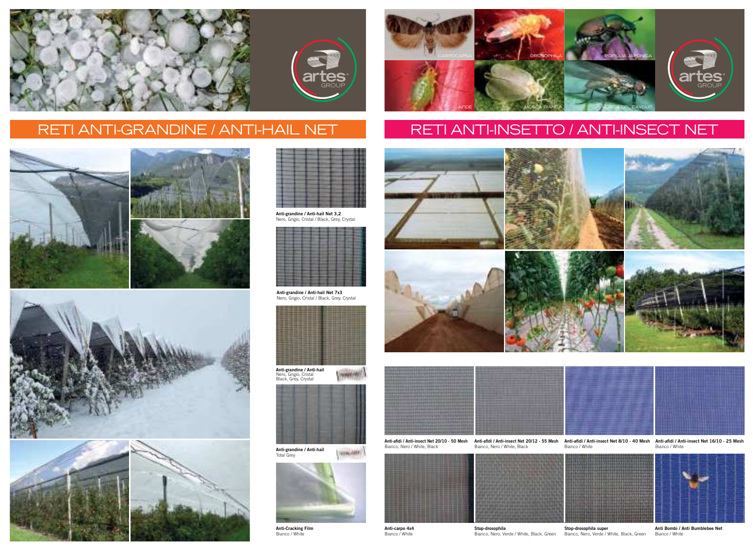# RETI ANTI-GRANDINE / ANTI-HAIL NET

**Anti-grandine / Anti-hail Net 3,2**
Nero, Grigio, Cristal / Black, Grey, Crystal

**Anti-grandine / Anti-hail Net 7x3**
Nero, Grigio, Cristal / Black, Grey, Crystal

**Anti-grandine / Anti-hail**
Nero, Grigio, Cristal
Black, Grey, Crystal

**Anti-grandine / Anti-hail**
Total Grey

**Anti-Cracking Film**
Bianco / White

# RETI ANTI-INSETTO / ANTI-INSECT NET

CARPOCAPSA · DROSOPHILA · POPILLIA JAPONICA · AFIDE · MOSCA BIANCA · MOSCA DEL CAVOLO

**Anti-afidi / Anti-insect Net 20/10 - 50 Mesh**
Bianco, Nero / White, Black

**Anti-afidi / Anti-insect Net 20/12 - 55 Mesh**
Bianco, Nero / White, Black

**Anti-afidi / Anti-insect Net 8/10 - 40 Mesh**
Bianco / White

**Anti-afidi / Anti-insect Net 16/10 - 25 Mesh**
Bianco / White

**Anti-carpo 4x4**
Bianco / White

**Stop-drosophila**
Bianco, Nero, Verde / White, Black, Green

**Stop-drosophila super**
Bianco, Nero, Verde / White, Black, Green

**Anti Bombi / Anti Bumblebee Net**
Bianco / White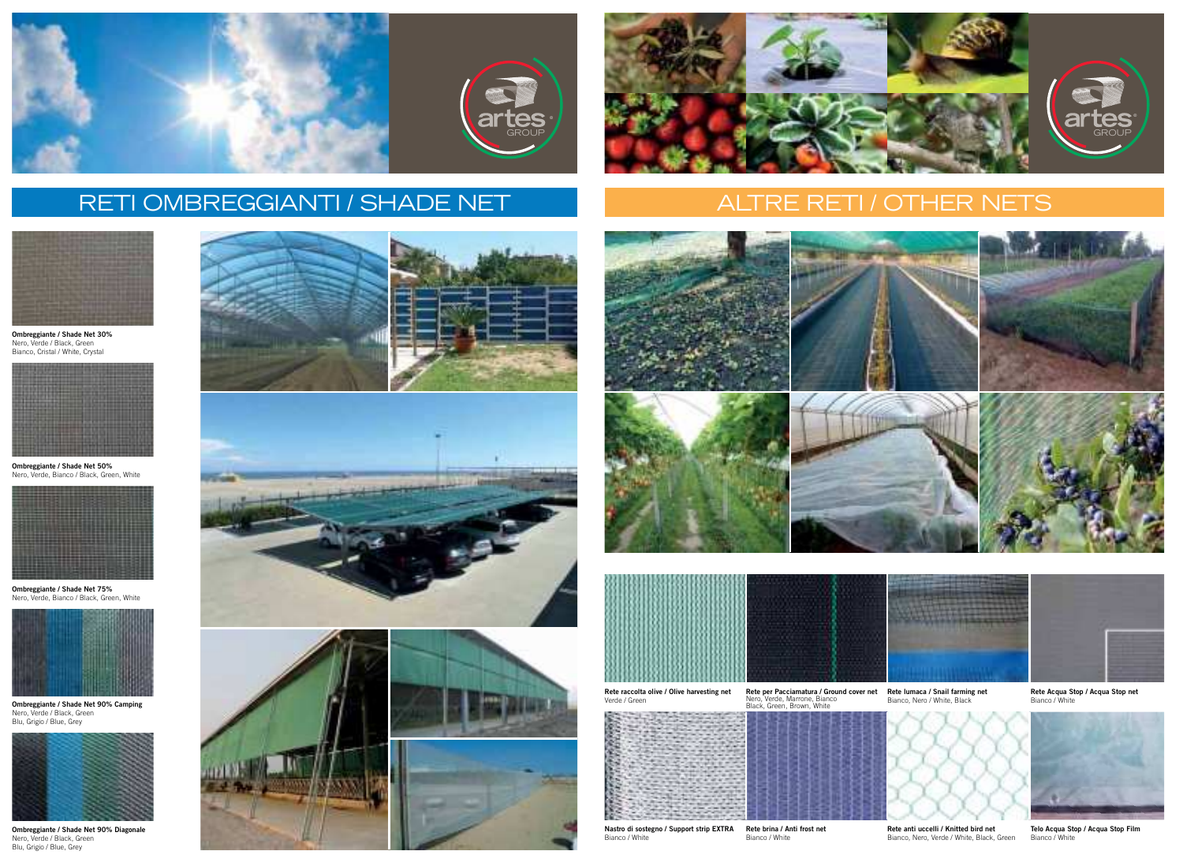## RETI OMBREGGIANTI / SHADE NET

**Ombreggiante / Shade Net 30%**
Nero, Verde / Black, Green
Bianco, Cristal / White, Crystal

**Ombreggiante / Shade Net 50%**
Nero, Verde, Bianco / Black, Green, White

**Ombreggiante / Shade Net 75%**
Nero, Verde, Bianco / Black, Green, White

**Ombreggiante / Shade Net 90% Camping**
Nero, Verde / Black, Green
Blu, Grigio / Blue, Grey

**Ombreggiante / Shade Net 90% Diagonale**
Nero, Verde / Black, Green
Blu, Grigio / Blue, Grey

## ALTRE RETI / OTHER NETS

**Rete raccolta olive / Olive harvesting net**
Verde / Green

**Rete per Pacciamatura / Ground cover net**
Nero, Verde, Marrone, Bianco
Black, Green, Brown, White

**Rete lumaca / Snail farming net**
Bianco, Nero / White, Black

**Rete Acqua Stop / Acqua Stop net**
Bianco / White

**Nastro di sostegno / Support strip EXTRA**
Bianco / White

**Rete brina / Anti frost net**
Bianco / White

**Rete anti uccelli / Knitted bird net**
Bianco, Nero, Verde / White, Black, Green

**Telo Acqua Stop / Acqua Stop Film**
Bianco / White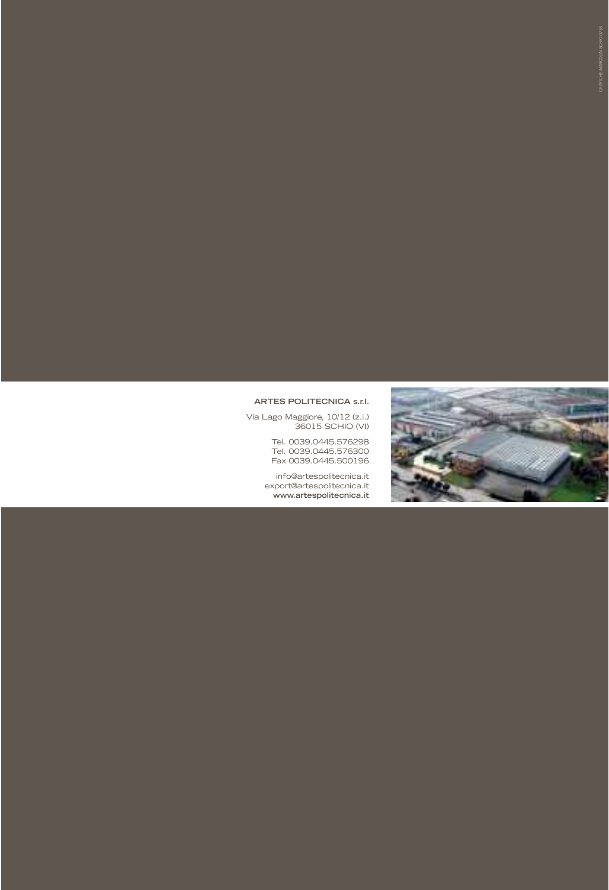**ARTES POLITECNICA s.r.l.**

Via Lago Maggiore, 10/12 (z.i.)
36015 SCHIO (VI)

Tel. 0039.0445.576298
Tel. 0039.0445.576300
Fax 0039.0445.500196

info@artespolitecnica.it
export@artespolitecnica.it
**www.artespolitecnica.it**

GRAFICHE MARCOLIN SCHIO 07.16